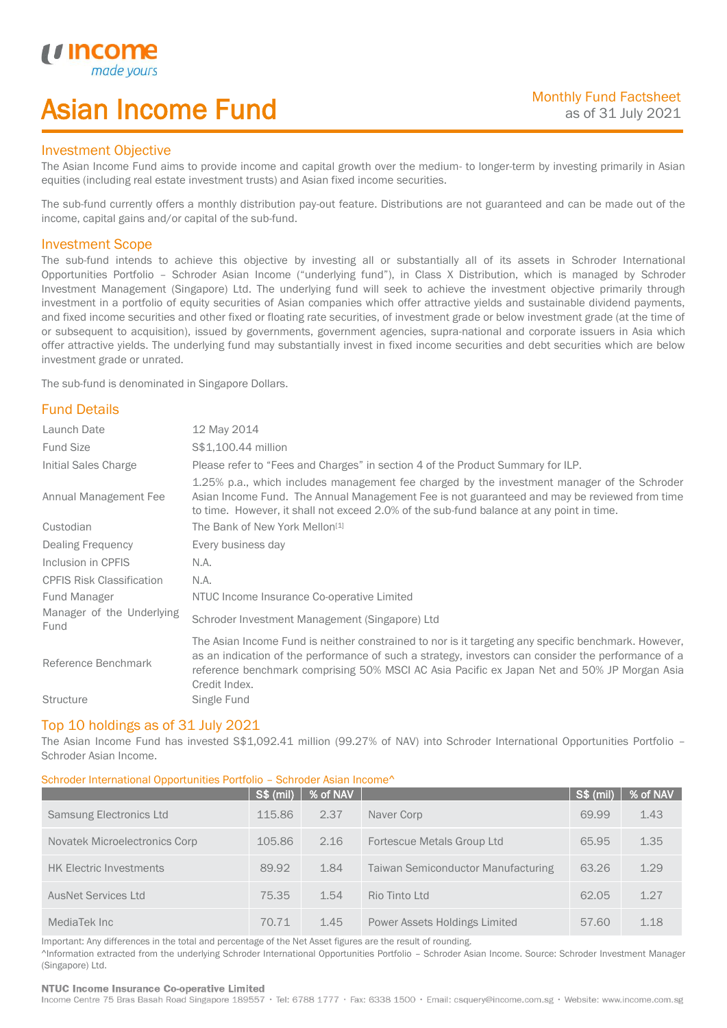# Asian Income Fund

Monthly Fund Factsheet
as of 31 July 2021

## Investment Objective

The Asian Income Fund aims to provide income and capital growth over the medium- to longer-term by investing primarily in Asian equities (including real estate investment trusts) and Asian fixed income securities.

The sub-fund currently offers a monthly distribution pay-out feature. Distributions are not guaranteed and can be made out of the income, capital gains and/or capital of the sub-fund.

## Investment Scope

The sub-fund intends to achieve this objective by investing all or substantially all of its assets in Schroder International Opportunities Portfolio – Schroder Asian Income ("underlying fund"), in Class X Distribution, which is managed by Schroder Investment Management (Singapore) Ltd. The underlying fund will seek to achieve the investment objective primarily through investment in a portfolio of equity securities of Asian companies which offer attractive yields and sustainable dividend payments, and fixed income securities and other fixed or floating rate securities, of investment grade or below investment grade (at the time of or subsequent to acquisition), issued by governments, government agencies, supra-national and corporate issuers in Asia which offer attractive yields. The underlying fund may substantially invest in fixed income securities and debt securities which are below investment grade or unrated.

The sub-fund is denominated in Singapore Dollars.

## Fund Details

| | |
|---|---|
| Launch Date | 12 May 2014 |
| Fund Size | S$1,100.44 million |
| Initial Sales Charge | Please refer to "Fees and Charges" in section 4 of the Product Summary for ILP. |
| Annual Management Fee | 1.25% p.a., which includes management fee charged by the investment manager of the Schroder Asian Income Fund. The Annual Management Fee is not guaranteed and may be reviewed from time to time. However, it shall not exceed 2.0% of the sub-fund balance at any point in time. |
| Custodian | The Bank of New York Mellon[1] |
| Dealing Frequency | Every business day |
| Inclusion in CPFIS | N.A. |
| CPFIS Risk Classification | N.A. |
| Fund Manager | NTUC Income Insurance Co-operative Limited |
| Manager of the Underlying Fund | Schroder Investment Management (Singapore) Ltd |
| Reference Benchmark | The Asian Income Fund is neither constrained to nor is it targeting any specific benchmark. However, as an indication of the performance of such a strategy, investors can consider the performance of a reference benchmark comprising 50% MSCI AC Asia Pacific ex Japan Net and 50% JP Morgan Asia Credit Index. |
| Structure | Single Fund |

## Top 10 holdings as of 31 July 2021

The Asian Income Fund has invested S$1,092.41 million (99.27% of NAV) into Schroder International Opportunities Portfolio – Schroder Asian Income.

Schroder International Opportunities Portfolio – Schroder Asian Income^

| | S$ (mil) | % of NAV | | S$ (mil) | % of NAV |
|---|---|---|---|---|---|
| Samsung Electronics Ltd | 115.86 | 2.37 | Naver Corp | 69.99 | 1.43 |
| Novatek Microelectronics Corp | 105.86 | 2.16 | Fortescue Metals Group Ltd | 65.95 | 1.35 |
| HK Electric Investments | 89.92 | 1.84 | Taiwan Semiconductor Manufacturing | 63.26 | 1.29 |
| AusNet Services Ltd | 75.35 | 1.54 | Rio Tinto Ltd | 62.05 | 1.27 |
| MediaTek Inc | 70.71 | 1.45 | Power Assets Holdings Limited | 57.60 | 1.18 |

Important: Any differences in the total and percentage of the Net Asset figures are the result of rounding.

^Information extracted from the underlying Schroder International Opportunities Portfolio – Schroder Asian Income. Source: Schroder Investment Manager (Singapore) Ltd.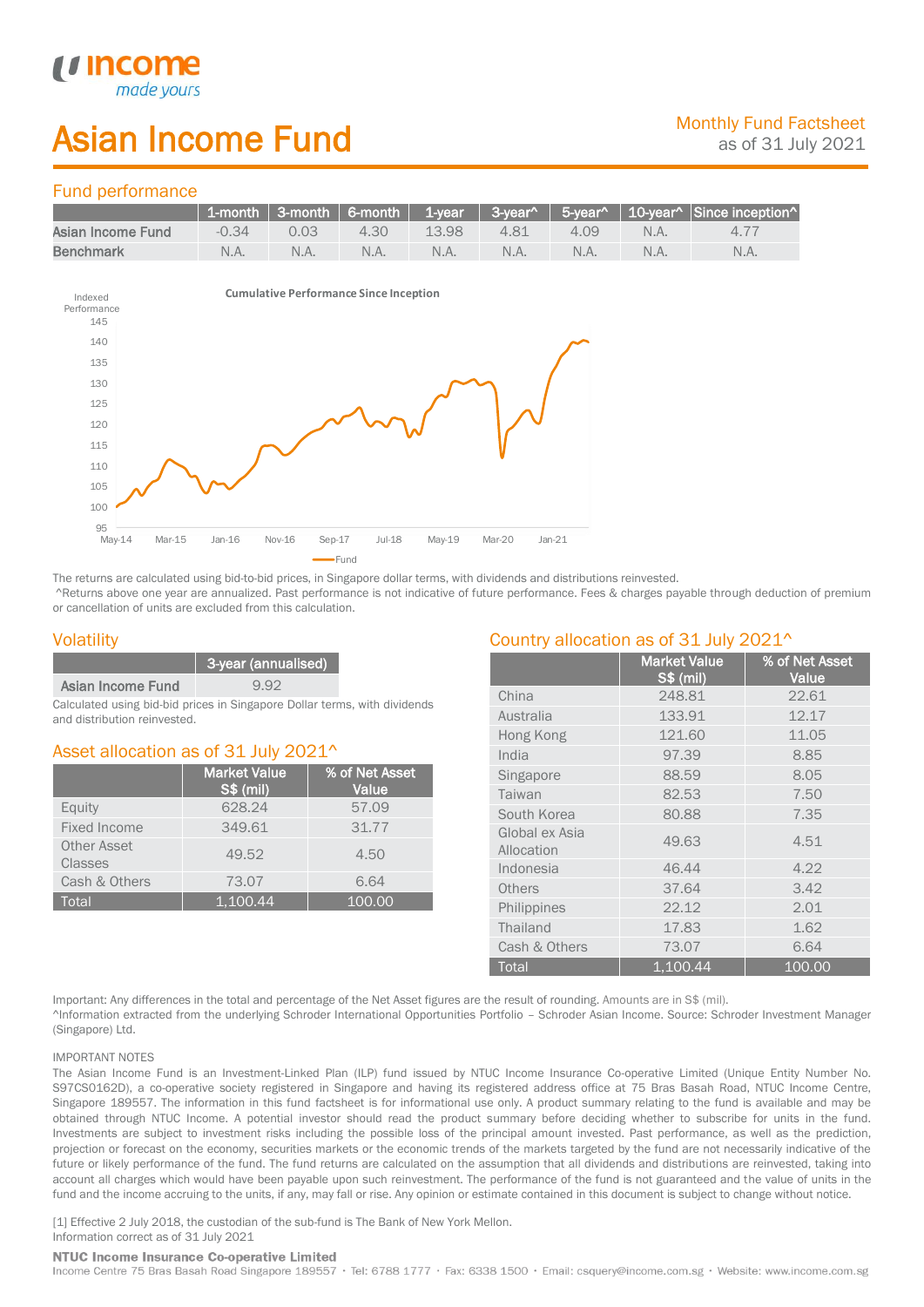# Asian Income Fund

Monthly Fund Factsheet
as of 31 July 2021

## Fund performance

| | 1-month | 3-month | 6-month | 1-year | 3-year^ | 5-year^ | 10-year^ | Since inception^ |
|---|---|---|---|---|---|---|---|---|
| Asian Income Fund | -0.34 | 0.03 | 4.30 | 13.98 | 4.81 | 4.09 | N.A. | 4.77 |
| Benchmark | N.A. | N.A. | N.A. | N.A. | N.A. | N.A. | N.A. | N.A. |

Cumulative Performance Since Inception

Indexed Performance

145
140
135
130
125
120
115
110
105
100
95

May-14 Mar-15 Jan-16 Nov-16 Sep-17 Jul-18 May-19 Mar-20 Jan-21

Fund

The returns are calculated using bid-to-bid prices, in Singapore dollar terms, with dividends and distributions reinvested.
^Returns above one year are annualized. Past performance is not indicative of future performance. Fees & charges payable through deduction of premium or cancellation of units are excluded from this calculation.

## Volatility

| | 3-year (annualised) |
|---|---|
| Asian Income Fund | 9.92 |

Calculated using bid-bid prices in Singapore Dollar terms, with dividends and distribution reinvested.

## Asset allocation as of 31 July 2021^

| | Market Value S$ (mil) | % of Net Asset Value |
|---|---|---|
| Equity | 628.24 | 57.09 |
| Fixed Income | 349.61 | 31.77 |
| Other Asset Classes | 49.52 | 4.50 |
| Cash & Others | 73.07 | 6.64 |
| Total | 1,100.44 | 100.00 |

## Country allocation as of 31 July 2021^

| | Market Value S$ (mil) | % of Net Asset Value |
|---|---|---|
| China | 248.81 | 22.61 |
| Australia | 133.91 | 12.17 |
| Hong Kong | 121.60 | 11.05 |
| India | 97.39 | 8.85 |
| Singapore | 88.59 | 8.05 |
| Taiwan | 82.53 | 7.50 |
| South Korea | 80.88 | 7.35 |
| Global ex Asia Allocation | 49.63 | 4.51 |
| Indonesia | 46.44 | 4.22 |
| Others | 37.64 | 3.42 |
| Philippines | 22.12 | 2.01 |
| Thailand | 17.83 | 1.62 |
| Cash & Others | 73.07 | 6.64 |
| Total | 1,100.44 | 100.00 |

Important: Any differences in the total and percentage of the Net Asset figures are the result of rounding. Amounts are in S$ (mil).
^Information extracted from the underlying Schroder International Opportunities Portfolio – Schroder Asian Income. Source: Schroder Investment Manager (Singapore) Ltd.

IMPORTANT NOTES

The Asian Income Fund is an Investment-Linked Plan (ILP) fund issued by NTUC Income Insurance Co-operative Limited (Unique Entity Number No. S97CS0162D), a co-operative society registered in Singapore and having its registered address office at 75 Bras Basah Road, NTUC Income Centre, Singapore 189557. The information in this fund factsheet is for informational use only. A product summary relating to the fund is available and may be obtained through NTUC Income. A potential investor should read the product summary before deciding whether to subscribe for units in the fund. Investments are subject to investment risks including the possible loss of the principal amount invested. Past performance, as well as the prediction, projection or forecast on the economy, securities markets or the economic trends of the markets targeted by the fund are not necessarily indicative of the future or likely performance of the fund. The fund returns are calculated on the assumption that all dividends and distributions are reinvested, taking into account all charges which would have been payable upon such reinvestment. The performance of the fund is not guaranteed and the value of units in the fund and the income accruing to the units, if any, may fall or rise. Any opinion or estimate contained in this document is subject to change without notice.

[1] Effective 2 July 2018, the custodian of the sub-fund is The Bank of New York Mellon.
Information correct as of 31 July 2021

**NTUC Income Insurance Co-operative Limited**
Income Centre 75 Bras Basah Road Singapore 189557 • Tel: 6788 1777 • Fax: 6338 1500 • Email: csquery@income.com.sg • Website: www.income.com.sg